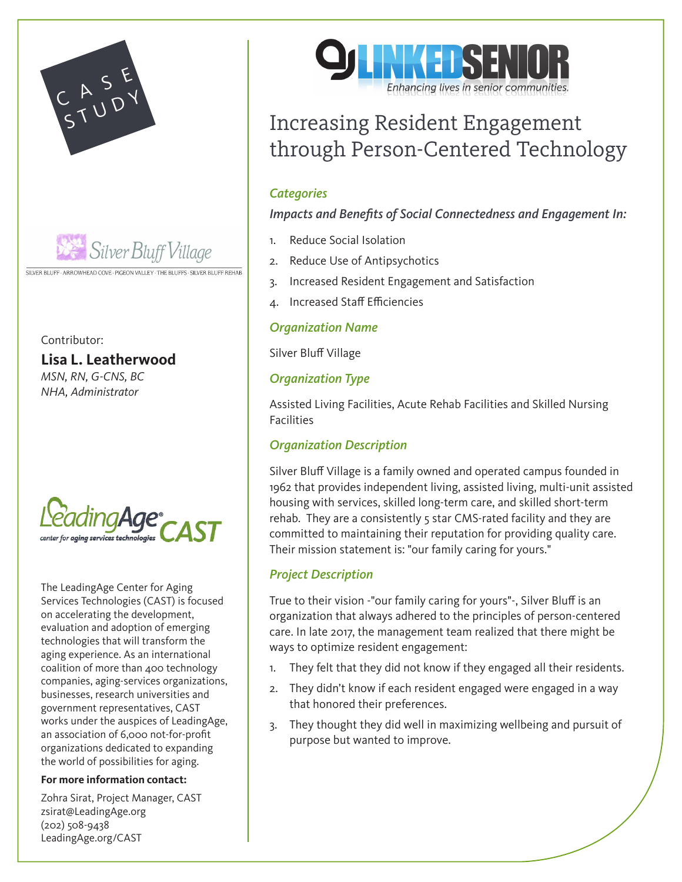CASE STUDY

Silver Bluff Village

SILVER BLUFF · ARROWHEAD COVE · PIGEON VALLEY · THE BLUFFS · SILVER BLUFF REHAB

Contributor:

**Lisa L. Leatherwood**
*MSN, RN, G-CNS, BC*
*NHA, Administrator*

LeadingAge CAST
center for aging services technologies

The LeadingAge Center for Aging Services Technologies (CAST) is focused on accelerating the development, evaluation and adoption of emerging technologies that will transform the aging experience. As an international coalition of more than 400 technology companies, aging-services organizations, businesses, research universities and government representatives, CAST works under the auspices of LeadingAge, an association of 6,000 not-for-profit organizations dedicated to expanding the world of possibilities for aging.

**For more information contact:**

Zohra Sirat, Project Manager, CAST
zsirat@LeadingAge.org
(202) 508-9438
LeadingAge.org/CAST

LINKEDSENIOR
*Enhancing lives in senior communities.*

# Increasing Resident Engagement through Person-Centered Technology

### *Categories*

***Impacts and Benefits of Social Connectedness and Engagement In:***

1. Reduce Social Isolation
2. Reduce Use of Antipsychotics
3. Increased Resident Engagement and Satisfaction
4. Increased Staff Efficiencies

### *Organization Name*

Silver Bluff Village

### *Organization Type*

Assisted Living Facilities, Acute Rehab Facilities and Skilled Nursing Facilities

### *Organization Description*

Silver Bluff Village is a family owned and operated campus founded in 1962 that provides independent living, assisted living, multi-unit assisted housing with services, skilled long-term care, and skilled short-term rehab. They are a consistently 5 star CMS-rated facility and they are committed to maintaining their reputation for providing quality care. Their mission statement is: "our family caring for yours."

### *Project Description*

True to their vision -"our family caring for yours"-, Silver Bluff is an organization that always adhered to the principles of person-centered care. In late 2017, the management team realized that there might be ways to optimize resident engagement:

1. They felt that they did not know if they engaged all their residents.
2. They didn't know if each resident engaged were engaged in a way that honored their preferences.
3. They thought they did well in maximizing wellbeing and pursuit of purpose but wanted to improve.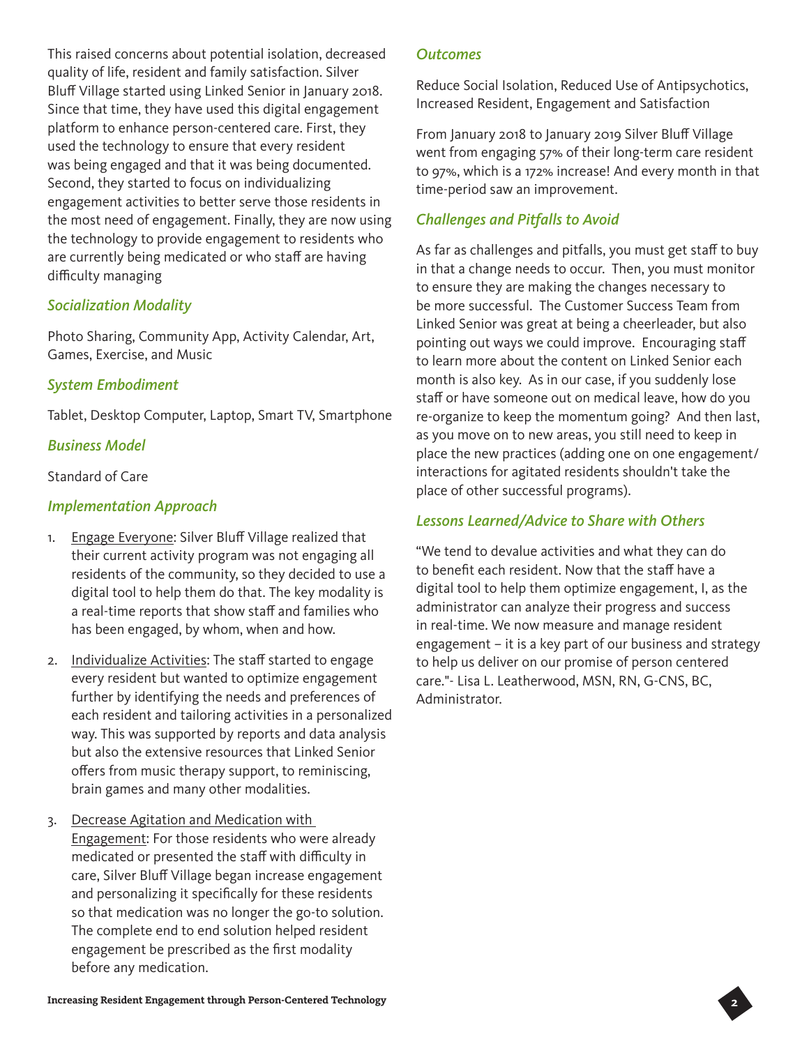This raised concerns about potential isolation, decreased quality of life, resident and family satisfaction. Silver Bluff Village started using Linked Senior in January 2018. Since that time, they have used this digital engagement platform to enhance person-centered care. First, they used the technology to ensure that every resident was being engaged and that it was being documented. Second, they started to focus on individualizing engagement activities to better serve those residents in the most need of engagement. Finally, they are now using the technology to provide engagement to residents who are currently being medicated or who staff are having difficulty managing

### *Socialization Modality*

Photo Sharing, Community App, Activity Calendar, Art, Games, Exercise, and Music

### *System Embodiment*

Tablet, Desktop Computer, Laptop, Smart TV, Smartphone

### *Business Model*

Standard of Care

### *Implementation Approach*

1. Engage Everyone: Silver Bluff Village realized that their current activity program was not engaging all residents of the community, so they decided to use a digital tool to help them do that. The key modality is a real-time reports that show staff and families who has been engaged, by whom, when and how.

2. Individualize Activities: The staff started to engage every resident but wanted to optimize engagement further by identifying the needs and preferences of each resident and tailoring activities in a personalized way. This was supported by reports and data analysis but also the extensive resources that Linked Senior offers from music therapy support, to reminiscing, brain games and many other modalities.

3. Decrease Agitation and Medication with Engagement: For those residents who were already medicated or presented the staff with difficulty in care, Silver Bluff Village began increase engagement and personalizing it specifically for these residents so that medication was no longer the go-to solution. The complete end to end solution helped resident engagement be prescribed as the first modality before any medication.

### *Outcomes*

Reduce Social Isolation, Reduced Use of Antipsychotics, Increased Resident, Engagement and Satisfaction

From January 2018 to January 2019 Silver Bluff Village went from engaging 57% of their long-term care resident to 97%, which is a 172% increase! And every month in that time-period saw an improvement.

### *Challenges and Pitfalls to Avoid*

As far as challenges and pitfalls, you must get staff to buy in that a change needs to occur. Then, you must monitor to ensure they are making the changes necessary to be more successful. The Customer Success Team from Linked Senior was great at being a cheerleader, but also pointing out ways we could improve. Encouraging staff to learn more about the content on Linked Senior each month is also key. As in our case, if you suddenly lose staff or have someone out on medical leave, how do you re-organize to keep the momentum going? And then last, as you move on to new areas, you still need to keep in place the new practices (adding one on one engagement/interactions for agitated residents shouldn't take the place of other successful programs).

### *Lessons Learned/Advice to Share with Others*

"We tend to devalue activities and what they can do to benefit each resident. Now that the staff have a digital tool to help them optimize engagement, I, as the administrator can analyze their progress and success in real-time. We now measure and manage resident engagement – it is a key part of our business and strategy to help us deliver on our promise of person centered care."- Lisa L. Leatherwood, MSN, RN, G-CNS, BC, Administrator.